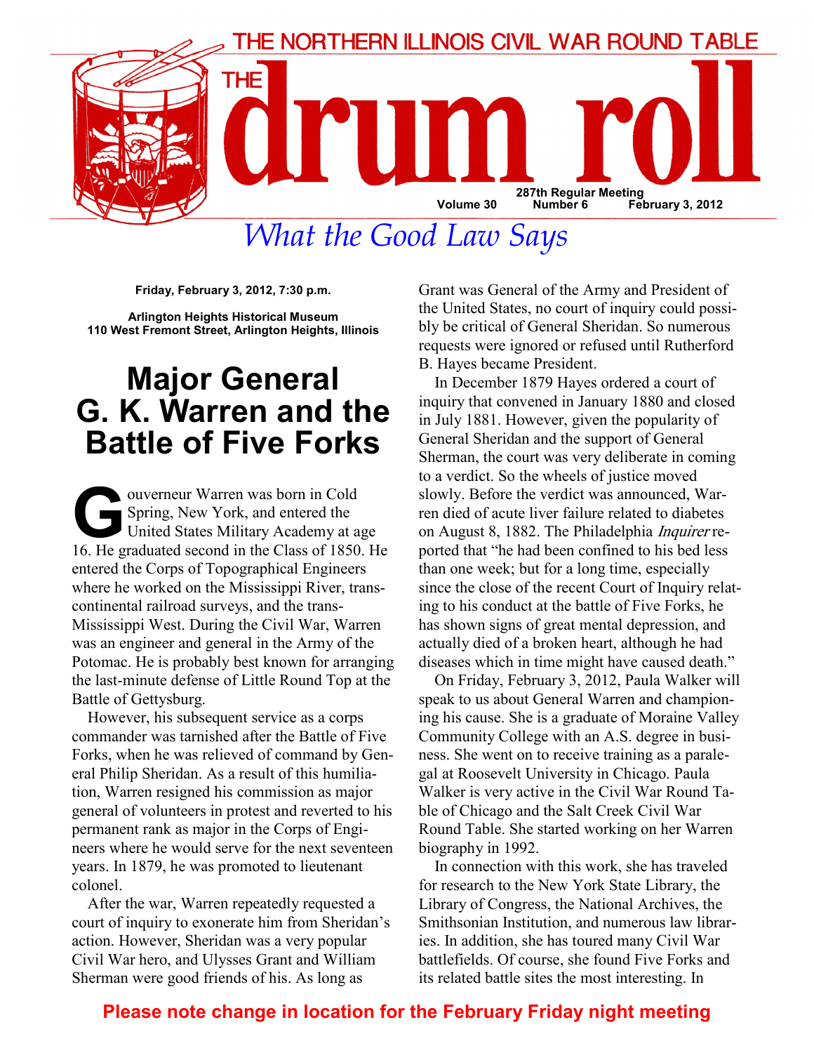THE NORTHERN ILLINOIS CIVIL WAR ROUND TABLE

# THE drum roll

287th Regular Meeting

Volume 30 Number 6 February 3, 2012

*What the Good Law Says*

**Friday, February 3, 2012, 7:30 p.m.**

**Arlington Heights Historical Museum**
**110 West Fremont Street, Arlington Heights, Illinois**

## Major General G. K. Warren and the Battle of Five Forks

Gouverneur Warren was born in Cold Spring, New York, and entered the United States Military Academy at age 16. He graduated second in the Class of 1850. He entered the Corps of Topographical Engineers where he worked on the Mississippi River, transcontinental railroad surveys, and the trans-Mississippi West. During the Civil War, Warren was an engineer and general in the Army of the Potomac. He is probably best known for arranging the last-minute defense of Little Round Top at the Battle of Gettysburg.

However, his subsequent service as a corps commander was tarnished after the Battle of Five Forks, when he was relieved of command by General Philip Sheridan. As a result of this humiliation, Warren resigned his commission as major general of volunteers in protest and reverted to his permanent rank as major in the Corps of Engineers where he would serve for the next seventeen years. In 1879, he was promoted to lieutenant colonel.

After the war, Warren repeatedly requested a court of inquiry to exonerate him from Sheridan's action. However, Sheridan was a very popular Civil War hero, and Ulysses Grant and William Sherman were good friends of his. As long as Grant was General of the Army and President of the United States, no court of inquiry could possibly be critical of General Sheridan. So numerous requests were ignored or refused until Rutherford B. Hayes became President.

In December 1879 Hayes ordered a court of inquiry that convened in January 1880 and closed in July 1881. However, given the popularity of General Sheridan and the support of General Sherman, the court was very deliberate in coming to a verdict. So the wheels of justice moved slowly. Before the verdict was announced, Warren died of acute liver failure related to diabetes on August 8, 1882. The Philadelphia *Inquirer* reported that "he had been confined to his bed less than one week; but for a long time, especially since the close of the recent Court of Inquiry relating to his conduct at the battle of Five Forks, he has shown signs of great mental depression, and actually died of a broken heart, although he had diseases which in time might have caused death."

On Friday, February 3, 2012, Paula Walker will speak to us about General Warren and championing his cause. She is a graduate of Moraine Valley Community College with an A.S. degree in business. She went on to receive training as a paralegal at Roosevelt University in Chicago. Paula Walker is very active in the Civil War Round Table of Chicago and the Salt Creek Civil War Round Table. She started working on her Warren biography in 1992.

In connection with this work, she has traveled for research to the New York State Library, the Library of Congress, the National Archives, the Smithsonian Institution, and numerous law libraries. In addition, she has toured many Civil War battlefields. Of course, she found Five Forks and its related battle sites the most interesting. In

**Please note change in location for the February Friday night meeting**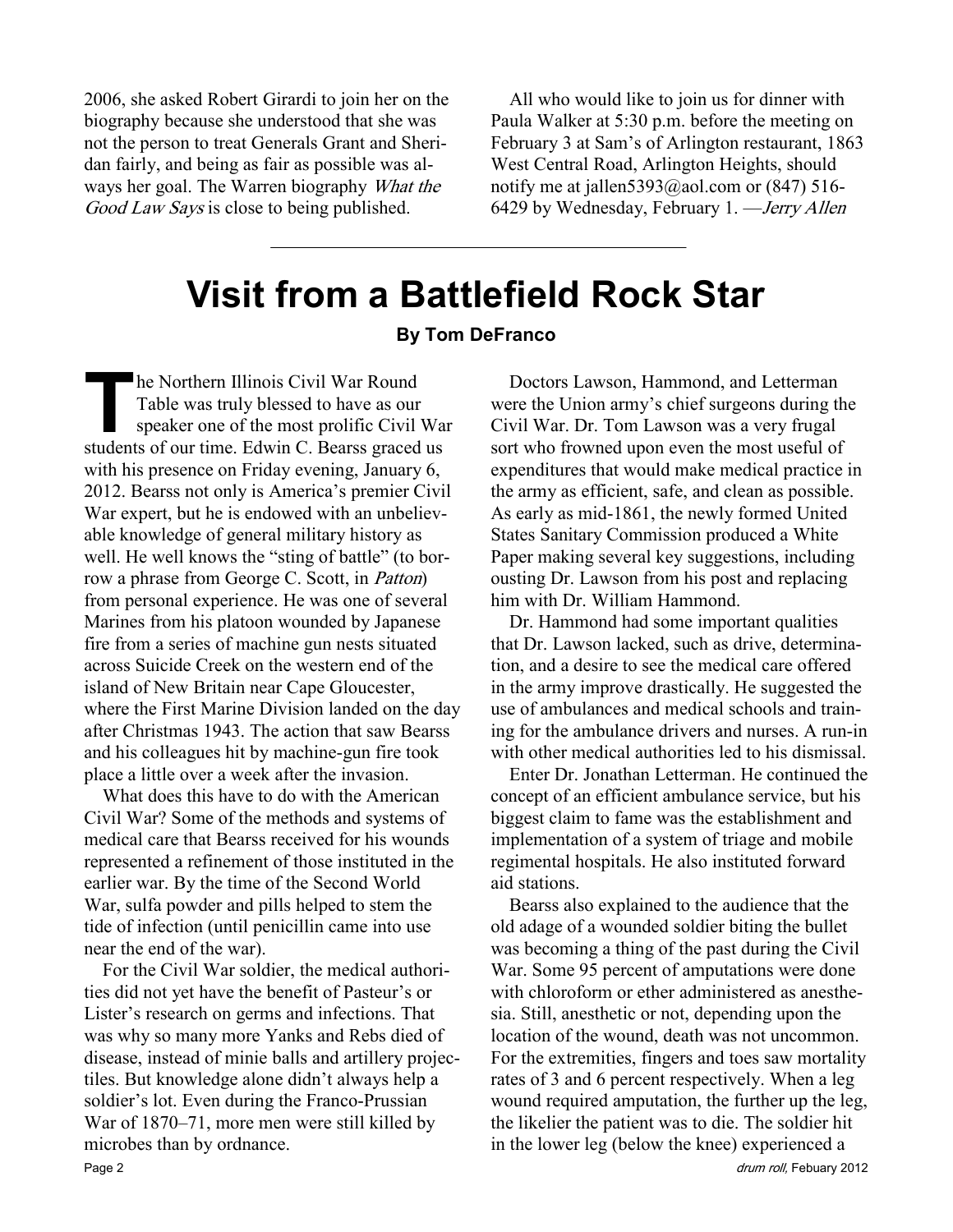2006, she asked Robert Girardi to join her on the biography because she understood that she was not the person to treat Generals Grant and Sheridan fairly, and being as fair as possible was always her goal. The Warren biography *What the Good Law Says* is close to being published.

All who would like to join us for dinner with Paula Walker at 5:30 p.m. before the meeting on February 3 at Sam's of Arlington restaurant, 1863 West Central Road, Arlington Heights, should notify me at jallen5393@aol.com or (847) 516-6429 by Wednesday, February 1. —*Jerry Allen*

---

# Visit from a Battlefield Rock Star

**By Tom DeFranco**

The Northern Illinois Civil War Round Table was truly blessed to have as our speaker one of the most prolific Civil War students of our time. Edwin C. Bearss graced us with his presence on Friday evening, January 6, 2012. Bearss not only is America's premier Civil War expert, but he is endowed with an unbelievable knowledge of general military history as well. He well knows the "sting of battle" (to borrow a phrase from George C. Scott, in *Patton*) from personal experience. He was one of several Marines from his platoon wounded by Japanese fire from a series of machine gun nests situated across Suicide Creek on the western end of the island of New Britain near Cape Gloucester, where the First Marine Division landed on the day after Christmas 1943. The action that saw Bearss and his colleagues hit by machine-gun fire took place a little over a week after the invasion.

What does this have to do with the American Civil War? Some of the methods and systems of medical care that Bearss received for his wounds represented a refinement of those instituted in the earlier war. By the time of the Second World War, sulfa powder and pills helped to stem the tide of infection (until penicillin came into use near the end of the war).

For the Civil War soldier, the medical authorities did not yet have the benefit of Pasteur's or Lister's research on germs and infections. That was why so many more Yanks and Rebs died of disease, instead of minie balls and artillery projectiles. But knowledge alone didn't always help a soldier's lot. Even during the Franco-Prussian War of 1870–71, more men were still killed by microbes than by ordnance.

Doctors Lawson, Hammond, and Letterman were the Union army's chief surgeons during the Civil War. Dr. Tom Lawson was a very frugal sort who frowned upon even the most useful of expenditures that would make medical practice in the army as efficient, safe, and clean as possible. As early as mid-1861, the newly formed United States Sanitary Commission produced a White Paper making several key suggestions, including ousting Dr. Lawson from his post and replacing him with Dr. William Hammond.

Dr. Hammond had some important qualities that Dr. Lawson lacked, such as drive, determination, and a desire to see the medical care offered in the army improve drastically. He suggested the use of ambulances and medical schools and training for the ambulance drivers and nurses. A run-in with other medical authorities led to his dismissal.

Enter Dr. Jonathan Letterman. He continued the concept of an efficient ambulance service, but his biggest claim to fame was the establishment and implementation of a system of triage and mobile regimental hospitals. He also instituted forward aid stations.

Bearss also explained to the audience that the old adage of a wounded soldier biting the bullet was becoming a thing of the past during the Civil War. Some 95 percent of amputations were done with chloroform or ether administered as anesthesia. Still, anesthetic or not, depending upon the location of the wound, death was not uncommon. For the extremities, fingers and toes saw mortality rates of 3 and 6 percent respectively. When a leg wound required amputation, the further up the leg, the likelier the patient was to die. The soldier hit in the lower leg (below the knee) experienced a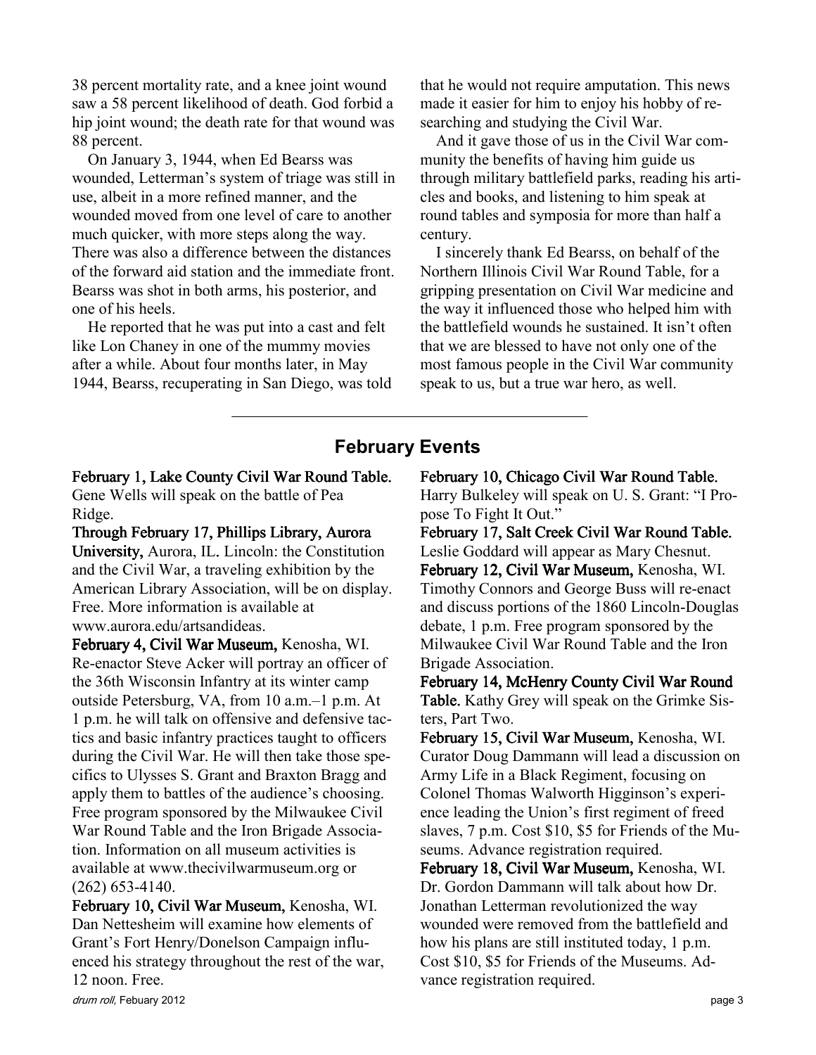38 percent mortality rate, and a knee joint wound saw a 58 percent likelihood of death. God forbid a hip joint wound; the death rate for that wound was 88 percent.

On January 3, 1944, when Ed Bearss was wounded, Letterman's system of triage was still in use, albeit in a more refined manner, and the wounded moved from one level of care to another much quicker, with more steps along the way. There was also a difference between the distances of the forward aid station and the immediate front. Bearss was shot in both arms, his posterior, and one of his heels.

He reported that he was put into a cast and felt like Lon Chaney in one of the mummy movies after a while. About four months later, in May 1944, Bearss, recuperating in San Diego, was told that he would not require amputation. This news made it easier for him to enjoy his hobby of researching and studying the Civil War.

And it gave those of us in the Civil War community the benefits of having him guide us through military battlefield parks, reading his articles and books, and listening to him speak at round tables and symposia for more than half a century.

I sincerely thank Ed Bearss, on behalf of the Northern Illinois Civil War Round Table, for a gripping presentation on Civil War medicine and the way it influenced those who helped him with the battlefield wounds he sustained. It isn't often that we are blessed to have not only one of the most famous people in the Civil War community speak to us, but a true war hero, as well.

---

## February Events

**February 1, Lake County Civil War Round Table.** Gene Wells will speak on the battle of Pea Ridge.

**Through February 17, Phillips Library, Aurora University,** Aurora, IL. Lincoln: the Constitution and the Civil War, a traveling exhibition by the American Library Association, will be on display. Free. More information is available at www.aurora.edu/artsandideas.

**February 4, Civil War Museum,** Kenosha, WI. Re-enactor Steve Acker will portray an officer of the 36th Wisconsin Infantry at its winter camp outside Petersburg, VA, from 10 a.m.–1 p.m. At 1 p.m. he will talk on offensive and defensive tactics and basic infantry practices taught to officers during the Civil War. He will then take those specifics to Ulysses S. Grant and Braxton Bragg and apply them to battles of the audience's choosing. Free program sponsored by the Milwaukee Civil War Round Table and the Iron Brigade Association. Information on all museum activities is available at www.thecivilwarmuseum.org or (262) 653-4140.

**February 10, Civil War Museum,** Kenosha, WI. Dan Nettesheim will examine how elements of Grant's Fort Henry/Donelson Campaign influenced his strategy throughout the rest of the war, 12 noon. Free.

**February 10, Chicago Civil War Round Table.** Harry Bulkeley will speak on U. S. Grant: "I Propose To Fight It Out."

**February 17, Salt Creek Civil War Round Table.** Leslie Goddard will appear as Mary Chesnut.

**February 12, Civil War Museum,** Kenosha, WI. Timothy Connors and George Buss will re-enact and discuss portions of the 1860 Lincoln-Douglas debate, 1 p.m. Free program sponsored by the Milwaukee Civil War Round Table and the Iron Brigade Association.

**February 14, McHenry County Civil War Round Table.** Kathy Grey will speak on the Grimke Sisters, Part Two.

**February 15, Civil War Museum,** Kenosha, WI. Curator Doug Dammann will lead a discussion on Army Life in a Black Regiment, focusing on Colonel Thomas Walworth Higginson's experience leading the Union's first regiment of freed slaves, 7 p.m. Cost $10, $5 for Friends of the Museums. Advance registration required.

**February 18, Civil War Museum,** Kenosha, WI. Dr. Gordon Dammann will talk about how Dr. Jonathan Letterman revolutionized the way wounded were removed from the battlefield and how his plans are still instituted today, 1 p.m. Cost $10, $5 for Friends of the Museums. Advance registration required.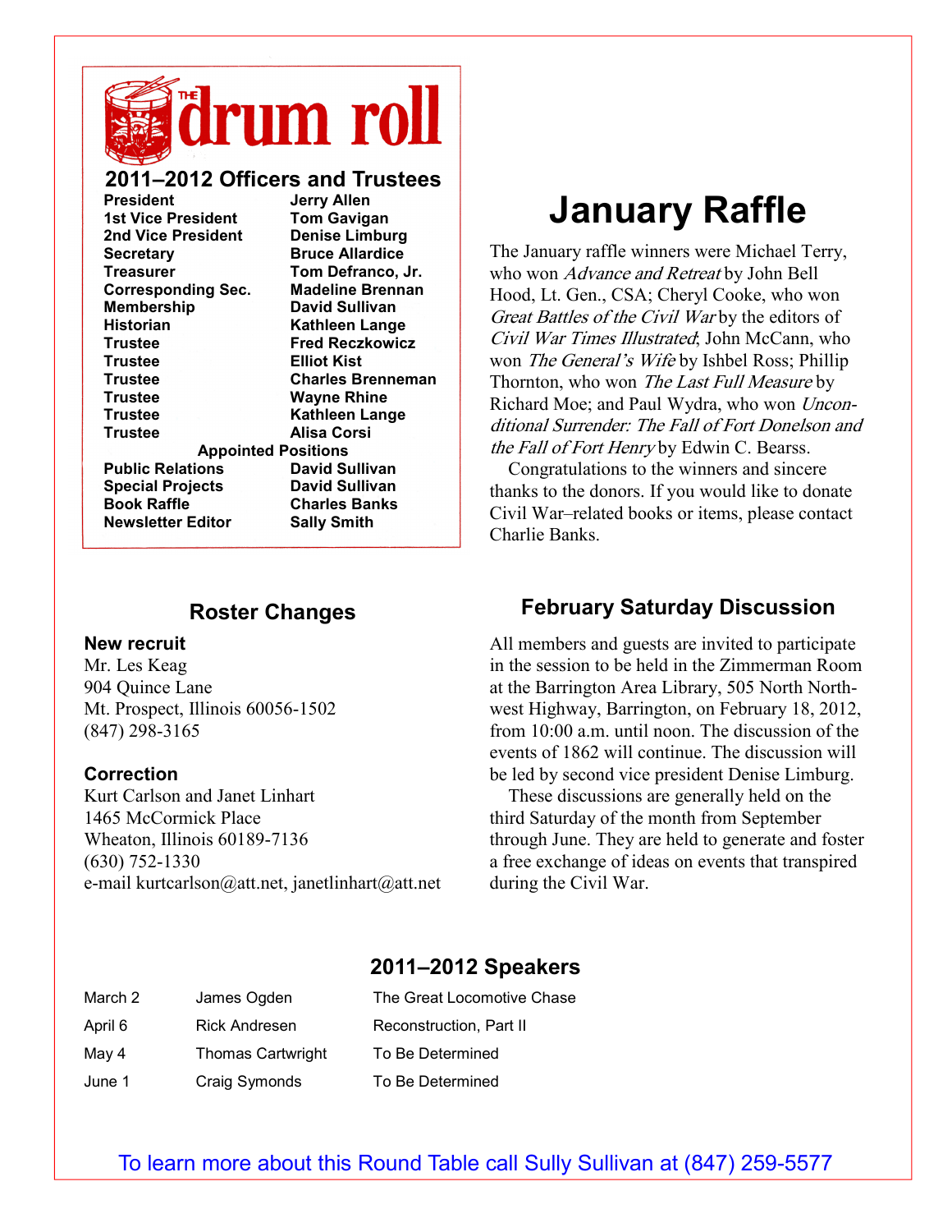# THE drum roll

## 2011–2012 Officers and Trustees

| | |
|---|---|
| **President** | **Jerry Allen** |
| **1st Vice President** | **Tom Gavigan** |
| **2nd Vice President** | **Denise Limburg** |
| **Secretary** | **Bruce Allardice** |
| **Treasurer** | **Tom Defranco, Jr.** |
| **Corresponding Sec.** | **Madeline Brennan** |
| **Membership** | **David Sullivan** |
| **Historian** | **Kathleen Lange** |
| **Trustee** | **Fred Reczkowicz** |
| **Trustee** | **Elliot Kist** |
| **Trustee** | **Charles Brenneman** |
| **Trustee** | **Wayne Rhine** |
| **Trustee** | **Kathleen Lange** |
| **Trustee** | **Alisa Corsi** |

**Appointed Positions**

| | |
|---|---|
| **Public Relations** | **David Sullivan** |
| **Special Projects** | **David Sullivan** |
| **Book Raffle** | **Charles Banks** |
| **Newsletter Editor** | **Sally Smith** |

# January Raffle

The January raffle winners were Michael Terry, who won *Advance and Retreat* by John Bell Hood, Lt. Gen., CSA; Cheryl Cooke, who won *Great Battles of the Civil War* by the editors of *Civil War Times Illustrated*; John McCann, who won *The General's Wife* by Ishbel Ross; Phillip Thornton, who won *The Last Full Measure* by Richard Moe; and Paul Wydra, who won *Unconditional Surrender: The Fall of Fort Donelson and the Fall of Fort Henry* by Edwin C. Bearss.

Congratulations to the winners and sincere thanks to the donors. If you would like to donate Civil War–related books or items, please contact Charlie Banks.

## Roster Changes

### New recruit

Mr. Les Keag
904 Quince Lane
Mt. Prospect, Illinois 60056-1502
(847) 298-3165

### Correction

Kurt Carlson and Janet Linhart
1465 McCormick Place
Wheaton, Illinois 60189-7136
(630) 752-1330
e-mail kurtcarlson@att.net, janetlinhart@att.net

## February Saturday Discussion

All members and guests are invited to participate in the session to be held in the Zimmerman Room at the Barrington Area Library, 505 North Northwest Highway, Barrington, on February 18, 2012, from 10:00 a.m. until noon. The discussion of the events of 1862 will continue. The discussion will be led by second vice president Denise Limburg.

These discussions are generally held on the third Saturday of the month from September through June. They are held to generate and foster a free exchange of ideas on events that transpired during the Civil War.

## 2011–2012 Speakers

| | | |
|---|---|---|
| March 2 | James Ogden | The Great Locomotive Chase |
| April 6 | Rick Andresen | Reconstruction, Part II |
| May 4 | Thomas Cartwright | To Be Determined |
| June 1 | Craig Symonds | To Be Determined |

To learn more about this Round Table call Sully Sullivan at (847) 259-5577